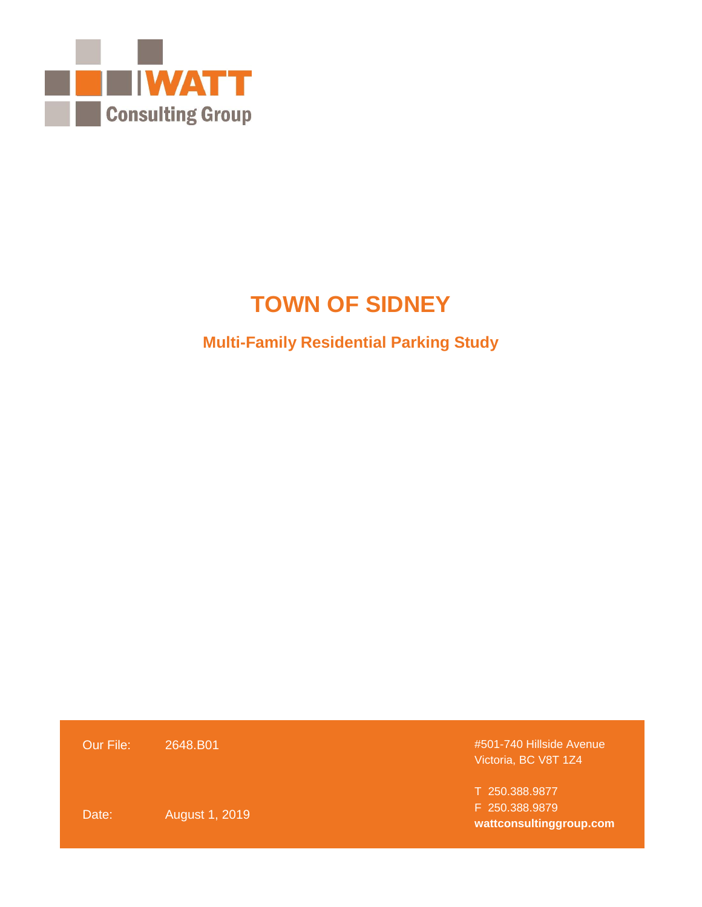WATT Consulting Group

# TOWN OF SIDNEY

## Multi-Family Residential Parking Study

Our File: 2648.B01

Date: August 1, 2019

#501-740 Hillside Avenue
Victoria, BC V8T 1Z4

T 250.388.9877
F 250.388.9879
**wattconsultinggroup.com**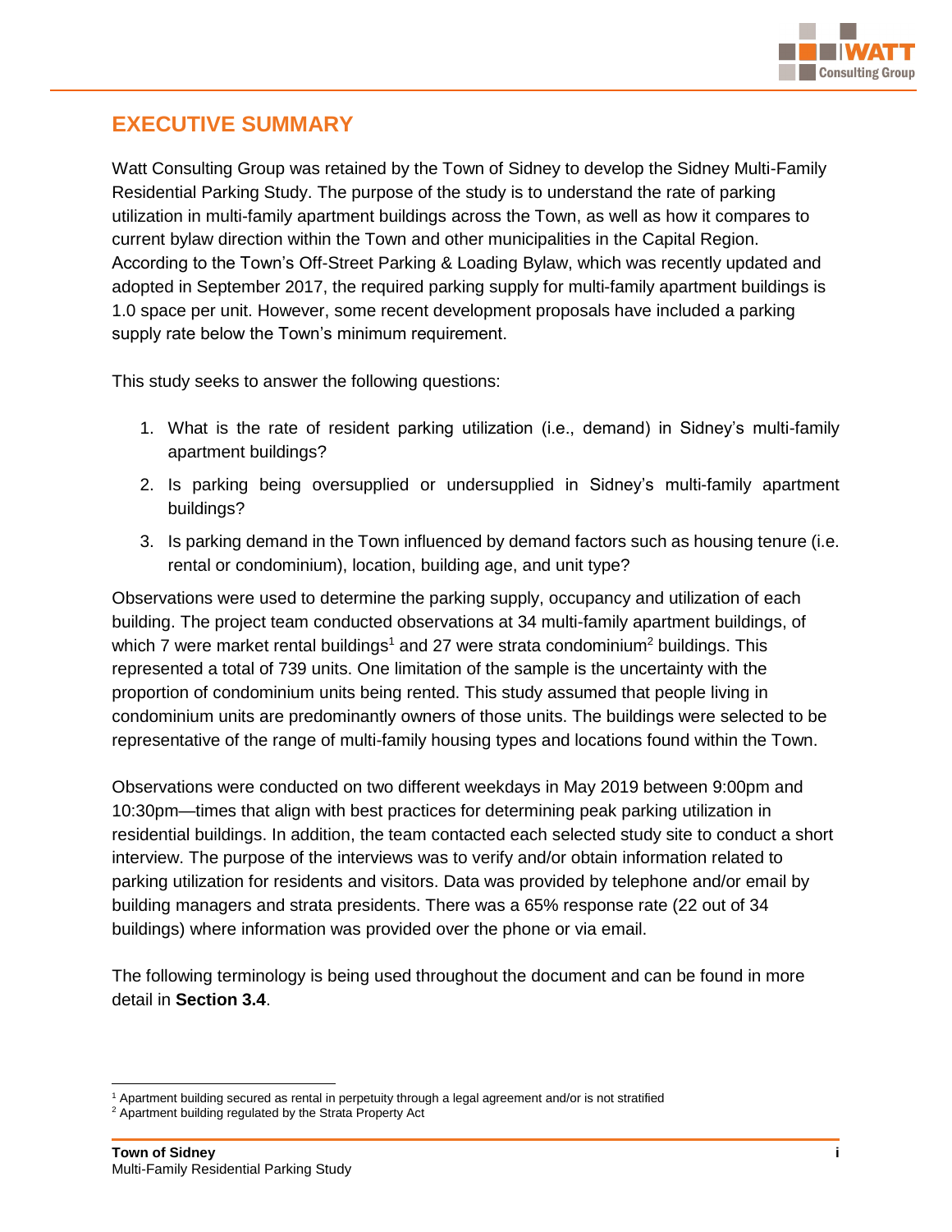# EXECUTIVE SUMMARY

Watt Consulting Group was retained by the Town of Sidney to develop the Sidney Multi-Family Residential Parking Study. The purpose of the study is to understand the rate of parking utilization in multi-family apartment buildings across the Town, as well as how it compares to current bylaw direction within the Town and other municipalities in the Capital Region. According to the Town's Off-Street Parking & Loading Bylaw, which was recently updated and adopted in September 2017, the required parking supply for multi-family apartment buildings is 1.0 space per unit. However, some recent development proposals have included a parking supply rate below the Town's minimum requirement.

This study seeks to answer the following questions:

1. What is the rate of resident parking utilization (i.e., demand) in Sidney's multi-family apartment buildings?
2. Is parking being oversupplied or undersupplied in Sidney's multi-family apartment buildings?
3. Is parking demand in the Town influenced by demand factors such as housing tenure (i.e. rental or condominium), location, building age, and unit type?

Observations were used to determine the parking supply, occupancy and utilization of each building. The project team conducted observations at 34 multi-family apartment buildings, of which 7 were market rental buildings[1] and 27 were strata condominium[2] buildings. This represented a total of 739 units. One limitation of the sample is the uncertainty with the proportion of condominium units being rented. This study assumed that people living in condominium units are predominantly owners of those units. The buildings were selected to be representative of the range of multi-family housing types and locations found within the Town.

Observations were conducted on two different weekdays in May 2019 between 9:00pm and 10:30pm—times that align with best practices for determining peak parking utilization in residential buildings. In addition, the team contacted each selected study site to conduct a short interview. The purpose of the interviews was to verify and/or obtain information related to parking utilization for residents and visitors. Data was provided by telephone and/or email by building managers and strata presidents. There was a 65% response rate (22 out of 34 buildings) where information was provided over the phone or via email.

The following terminology is being used throughout the document and can be found in more detail in **Section 3.4**.

[1] Apartment building secured as rental in perpetuity through a legal agreement and/or is not stratified

[2] Apartment building regulated by the Strata Property Act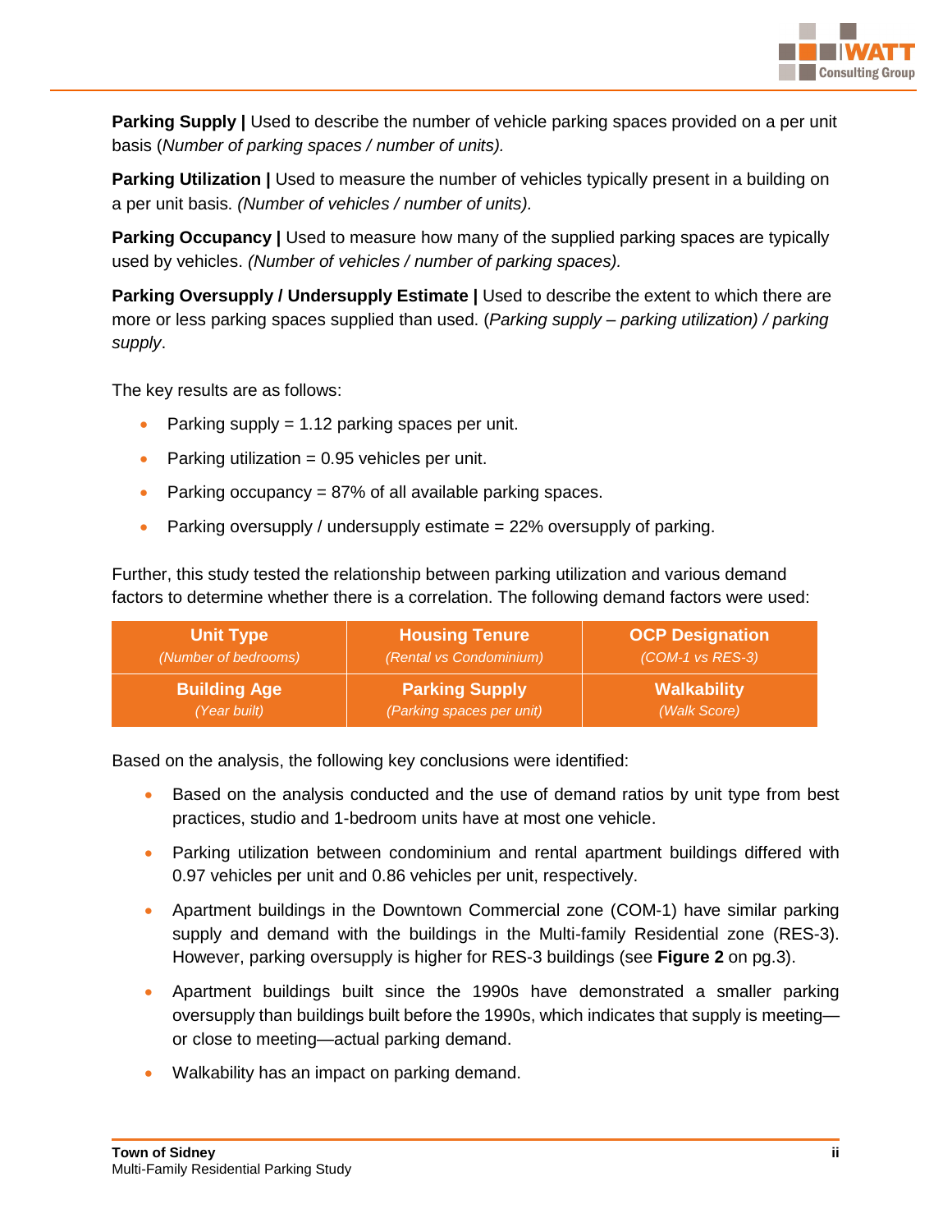**Parking Supply |** Used to describe the number of vehicle parking spaces provided on a per unit basis (*Number of parking spaces / number of units).*

**Parking Utilization |** Used to measure the number of vehicles typically present in a building on a per unit basis. *(Number of vehicles / number of units).*

**Parking Occupancy |** Used to measure how many of the supplied parking spaces are typically used by vehicles. *(Number of vehicles / number of parking spaces).*

**Parking Oversupply / Undersupply Estimate |** Used to describe the extent to which there are more or less parking spaces supplied than used. (*Parking supply – parking utilization) / parking supply*.

The key results are as follows:

- Parking supply = 1.12 parking spaces per unit.
- Parking utilization = 0.95 vehicles per unit.
- Parking occupancy = 87% of all available parking spaces.
- Parking oversupply / undersupply estimate = 22% oversupply of parking.

Further, this study tested the relationship between parking utilization and various demand factors to determine whether there is a correlation. The following demand factors were used:

| **Unit Type** *(Number of bedrooms)* | **Housing Tenure** *(Rental vs Condominium)* | **OCP Designation** *(COM-1 vs RES-3)* |
|---|---|---|
| **Building Age** *(Year built)* | **Parking Supply** *(Parking spaces per unit)* | **Walkability** *(Walk Score)* |

Based on the analysis, the following key conclusions were identified:

- Based on the analysis conducted and the use of demand ratios by unit type from best practices, studio and 1-bedroom units have at most one vehicle.
- Parking utilization between condominium and rental apartment buildings differed with 0.97 vehicles per unit and 0.86 vehicles per unit, respectively.
- Apartment buildings in the Downtown Commercial zone (COM-1) have similar parking supply and demand with the buildings in the Multi-family Residential zone (RES-3). However, parking oversupply is higher for RES-3 buildings (see **Figure 2** on pg.3).
- Apartment buildings built since the 1990s have demonstrated a smaller parking oversupply than buildings built before the 1990s, which indicates that supply is meeting—or close to meeting—actual parking demand.
- Walkability has an impact on parking demand.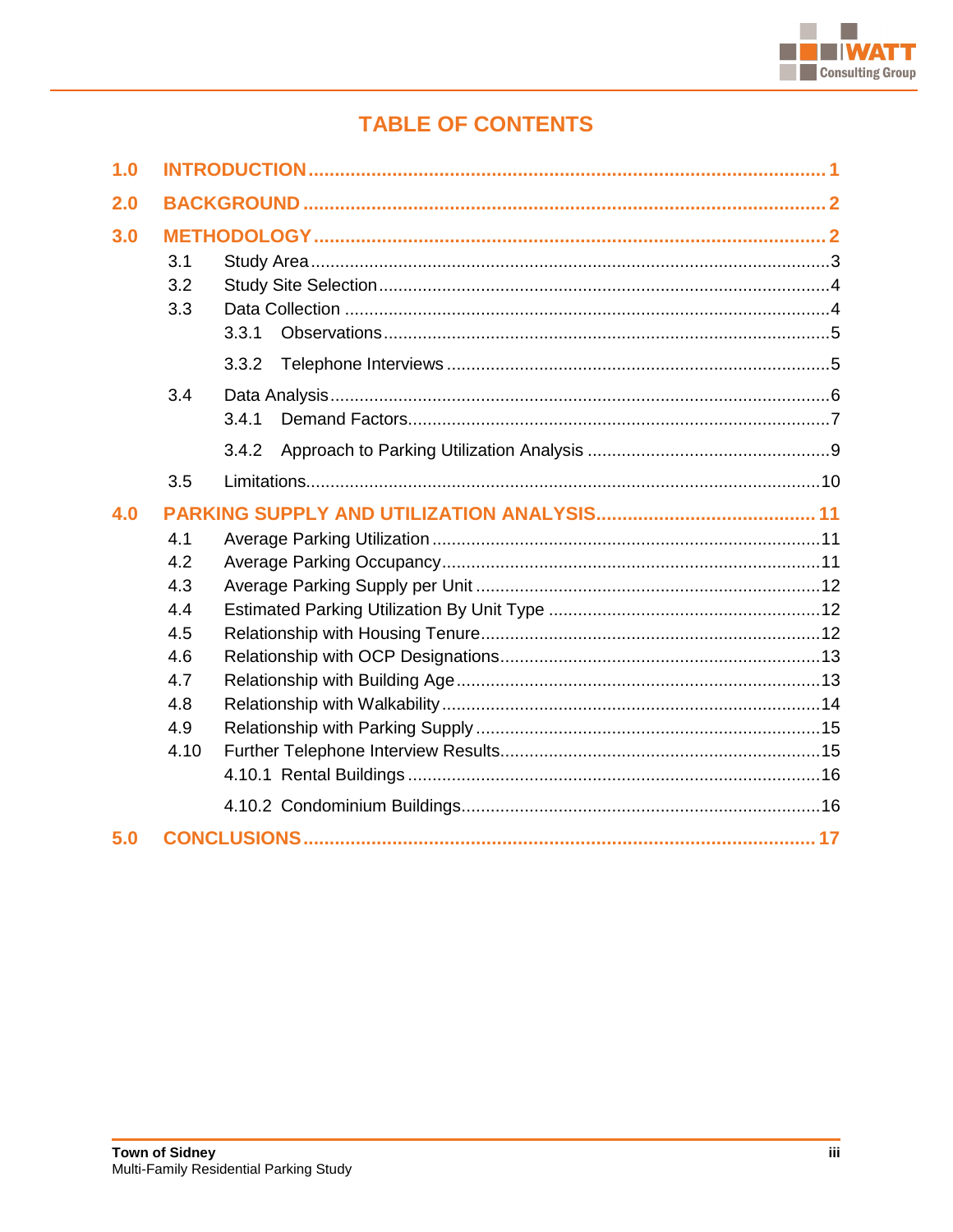# TABLE OF CONTENTS

**1.0 INTRODUCTION** ........................................................................................... **1**

**2.0 BACKGROUND** ........................................................................................... **2**

**3.0 METHODOLOGY** ........................................................................................... **2**

- 3.1 Study Area ........................................................................................... 3
- 3.2 Study Site Selection ........................................................................................... 4
- 3.3 Data Collection ........................................................................................... 4
  - 3.3.1 Observations ........................................................................................... 5
  - 3.3.2 Telephone Interviews ........................................................................................... 5
- 3.4 Data Analysis ........................................................................................... 6
  - 3.4.1 Demand Factors ........................................................................................... 7
  - 3.4.2 Approach to Parking Utilization Analysis ........................................................................................... 9
- 3.5 Limitations ........................................................................................... 10

**4.0 PARKING SUPPLY AND UTILIZATION ANALYSIS** ........................................................................................... **11**

- 4.1 Average Parking Utilization ........................................................................................... 11
- 4.2 Average Parking Occupancy ........................................................................................... 11
- 4.3 Average Parking Supply per Unit ........................................................................................... 12
- 4.4 Estimated Parking Utilization By Unit Type ........................................................................................... 12
- 4.5 Relationship with Housing Tenure ........................................................................................... 12
- 4.6 Relationship with OCP Designations ........................................................................................... 13
- 4.7 Relationship with Building Age ........................................................................................... 13
- 4.8 Relationship with Walkability ........................................................................................... 14
- 4.9 Relationship with Parking Supply ........................................................................................... 15
- 4.10 Further Telephone Interview Results ........................................................................................... 15
  - 4.10.1 Rental Buildings ........................................................................................... 16
  - 4.10.2 Condominium Buildings ........................................................................................... 16

**5.0 CONCLUSIONS** ........................................................................................... **17**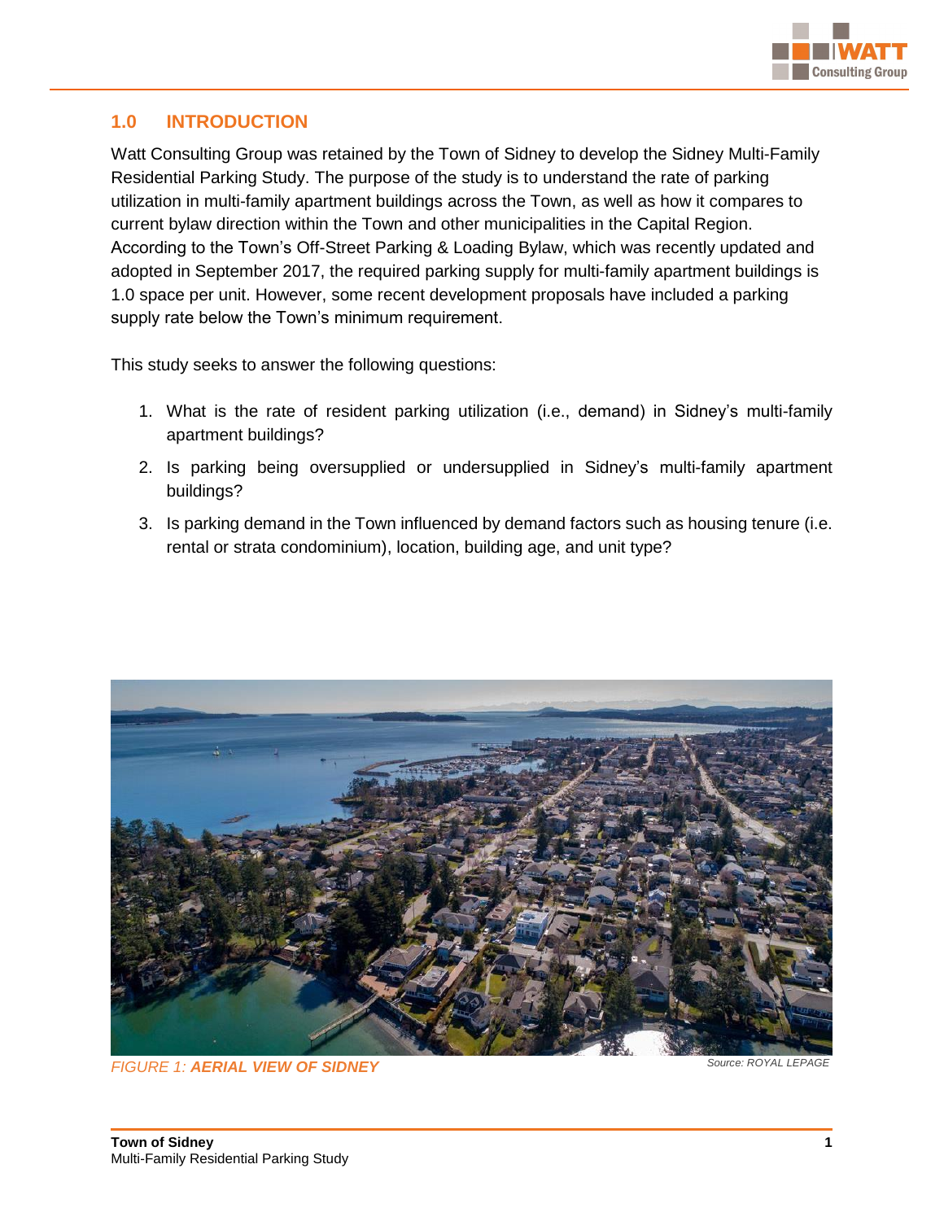## 1.0 INTRODUCTION

Watt Consulting Group was retained by the Town of Sidney to develop the Sidney Multi-Family Residential Parking Study. The purpose of the study is to understand the rate of parking utilization in multi-family apartment buildings across the Town, as well as how it compares to current bylaw direction within the Town and other municipalities in the Capital Region. According to the Town's Off-Street Parking & Loading Bylaw, which was recently updated and adopted in September 2017, the required parking supply for multi-family apartment buildings is 1.0 space per unit. However, some recent development proposals have included a parking supply rate below the Town's minimum requirement.

This study seeks to answer the following questions:

1. What is the rate of resident parking utilization (i.e., demand) in Sidney's multi-family apartment buildings?
2. Is parking being oversupplied or undersupplied in Sidney's multi-family apartment buildings?
3. Is parking demand in the Town influenced by demand factors such as housing tenure (i.e. rental or strata condominium), location, building age, and unit type?

*FIGURE 1:* ***AERIAL VIEW OF SIDNEY***

*Source: ROYAL LEPAGE*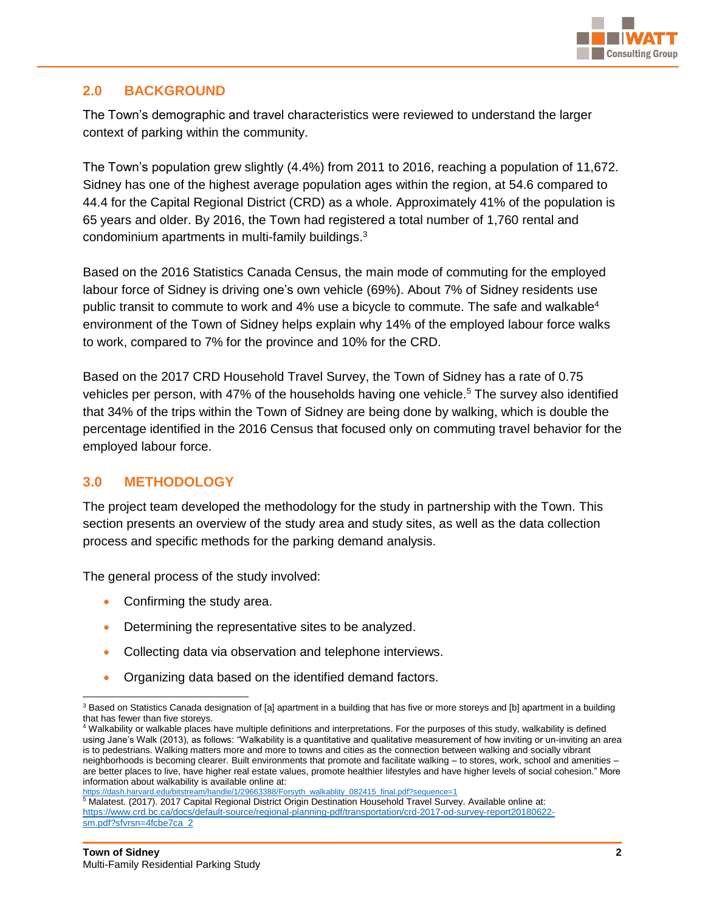## 2.0 BACKGROUND

The Town's demographic and travel characteristics were reviewed to understand the larger context of parking within the community.

The Town's population grew slightly (4.4%) from 2011 to 2016, reaching a population of 11,672. Sidney has one of the highest average population ages within the region, at 54.6 compared to 44.4 for the Capital Regional District (CRD) as a whole. Approximately 41% of the population is 65 years and older. By 2016, the Town had registered a total number of 1,760 rental and condominium apartments in multi-family buildings.[3]

Based on the 2016 Statistics Canada Census, the main mode of commuting for the employed labour force of Sidney is driving one's own vehicle (69%). About 7% of Sidney residents use public transit to commute to work and 4% use a bicycle to commute. The safe and walkable[4] environment of the Town of Sidney helps explain why 14% of the employed labour force walks to work, compared to 7% for the province and 10% for the CRD.

Based on the 2017 CRD Household Travel Survey, the Town of Sidney has a rate of 0.75 vehicles per person, with 47% of the households having one vehicle.[5] The survey also identified that 34% of the trips within the Town of Sidney are being done by walking, which is double the percentage identified in the 2016 Census that focused only on commuting travel behavior for the employed labour force.

## 3.0 METHODOLOGY

The project team developed the methodology for the study in partnership with the Town. This section presents an overview of the study area and study sites, as well as the data collection process and specific methods for the parking demand analysis.

The general process of the study involved:

- Confirming the study area.
- Determining the representative sites to be analyzed.
- Collecting data via observation and telephone interviews.
- Organizing data based on the identified demand factors.

---

[3] Based on Statistics Canada designation of [a] apartment in a building that has five or more storeys and [b] apartment in a building that has fewer than five storeys.

[4] Walkability or walkable places have multiple definitions and interpretations. For the purposes of this study, walkability is defined using Jane's Walk (2013), as follows: "Walkability is a quantitative and qualitative measurement of how inviting or un-inviting an area is to pedestrians. Walking matters more and more to towns and cities as the connection between walking and socially vibrant neighborhoods is becoming clearer. Built environments that promote and facilitate walking – to stores, work, school and amenities – are better places to live, have higher real estate values, promote healthier lifestyles and have higher levels of social cohesion." More information about walkability is available online at: https://dash.harvard.edu/bitstream/handle/1/29663388/Forsyth_walkablity_082415_final.pdf?sequence=1

[5] Malatest. (2017). 2017 Capital Regional District Origin Destination Household Travel Survey. Available online at: https://www.crd.bc.ca/docs/default-source/regional-planning-pdf/transportation/crd-2017-od-survey-report20180622-sm.pdf?sfvrsn=4fcbe7ca_2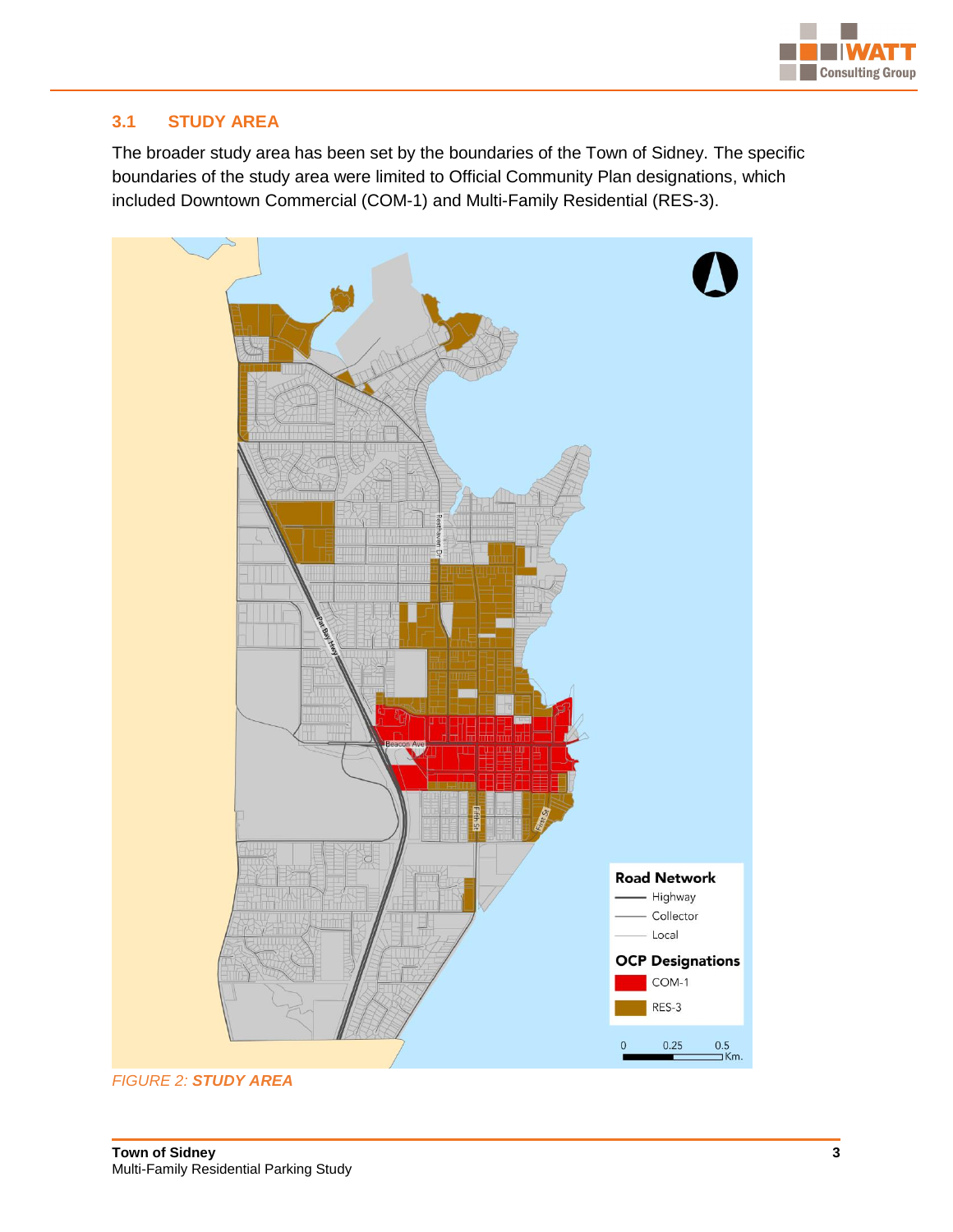## 3.1 STUDY AREA

The broader study area has been set by the boundaries of the Town of Sidney. The specific boundaries of the study area were limited to Official Community Plan designations, which included Downtown Commercial (COM-1) and Multi-Family Residential (RES-3).

*FIGURE 2: **STUDY AREA***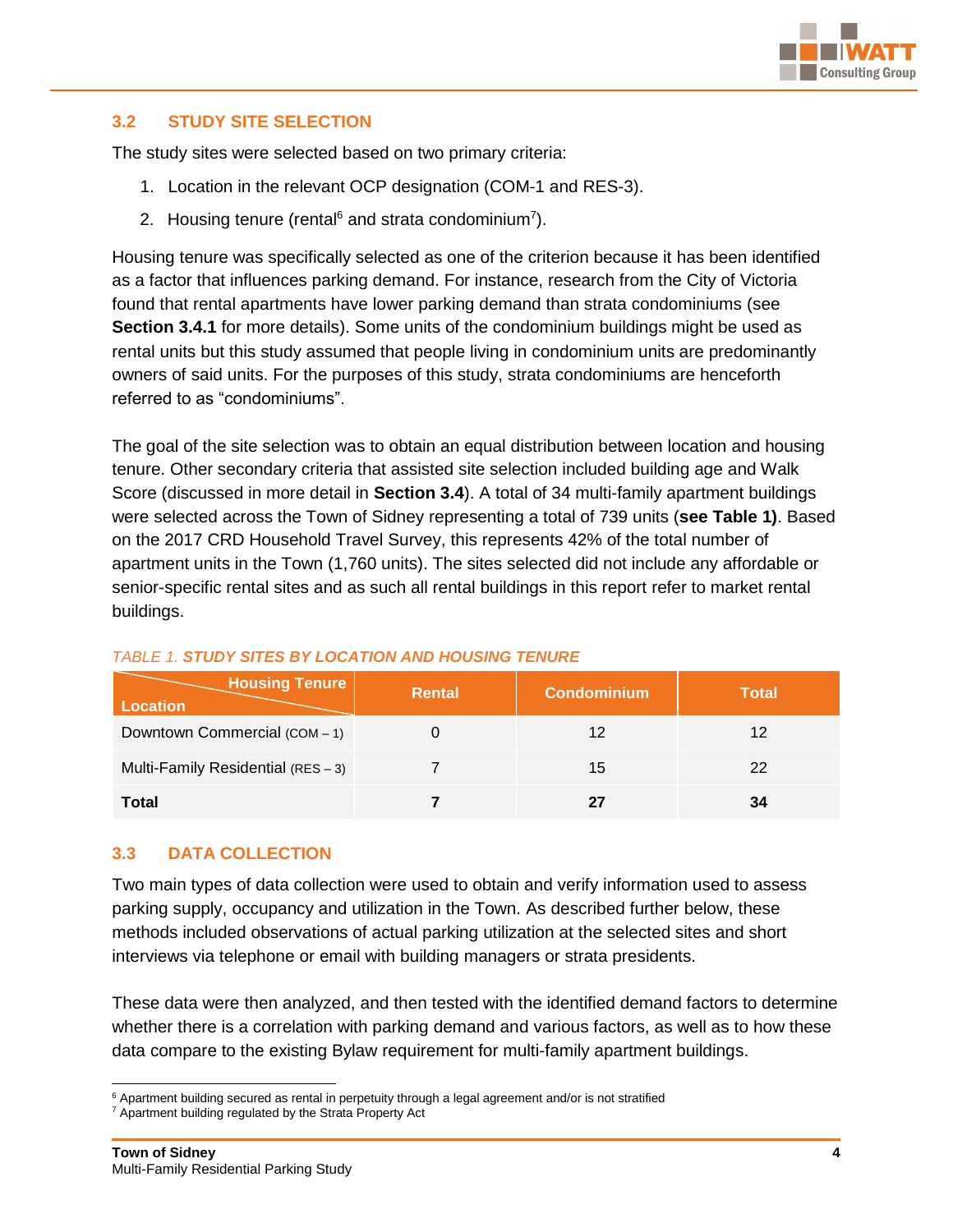## 3.2 STUDY SITE SELECTION

The study sites were selected based on two primary criteria:

1. Location in the relevant OCP designation (COM-1 and RES-3).
2. Housing tenure (rental[6] and strata condominium[7]).

Housing tenure was specifically selected as one of the criterion because it has been identified as a factor that influences parking demand. For instance, research from the City of Victoria found that rental apartments have lower parking demand than strata condominiums (see **Section 3.4.1** for more details). Some units of the condominium buildings might be used as rental units but this study assumed that people living in condominium units are predominantly owners of said units. For the purposes of this study, strata condominiums are henceforth referred to as "condominiums".

The goal of the site selection was to obtain an equal distribution between location and housing tenure. Other secondary criteria that assisted site selection included building age and Walk Score (discussed in more detail in **Section 3.4**). A total of 34 multi-family apartment buildings were selected across the Town of Sidney representing a total of 739 units (**see Table 1)**. Based on the 2017 CRD Household Travel Survey, this represents 42% of the total number of apartment units in the Town (1,760 units). The sites selected did not include any affordable or senior-specific rental sites and as such all rental buildings in this report refer to market rental buildings.

*TABLE 1. **STUDY SITES BY LOCATION AND HOUSING TENURE***

| Location \ Housing Tenure | Rental | Condominium | Total |
|---|---|---|---|
| Downtown Commercial (COM – 1) | 0 | 12 | 12 |
| Multi-Family Residential (RES – 3) | 7 | 15 | 22 |
| **Total** | **7** | **27** | **34** |

## 3.3 DATA COLLECTION

Two main types of data collection were used to obtain and verify information used to assess parking supply, occupancy and utilization in the Town. As described further below, these methods included observations of actual parking utilization at the selected sites and short interviews via telephone or email with building managers or strata presidents.

These data were then analyzed, and then tested with the identified demand factors to determine whether there is a correlation with parking demand and various factors, as well as to how these data compare to the existing Bylaw requirement for multi-family apartment buildings.

[6] Apartment building secured as rental in perpetuity through a legal agreement and/or is not stratified

[7] Apartment building regulated by the Strata Property Act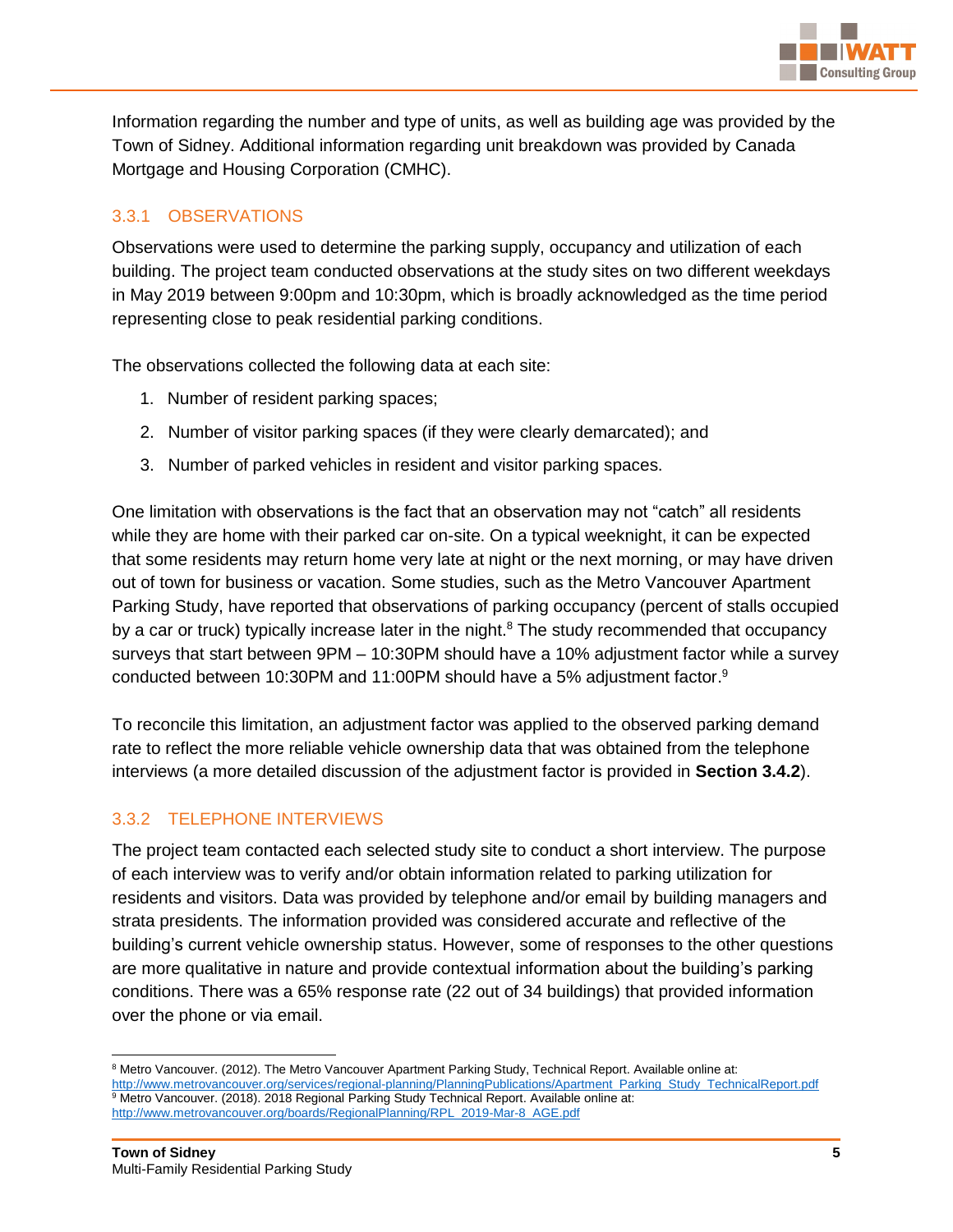Information regarding the number and type of units, as well as building age was provided by the Town of Sidney. Additional information regarding unit breakdown was provided by Canada Mortgage and Housing Corporation (CMHC).

### 3.3.1 OBSERVATIONS

Observations were used to determine the parking supply, occupancy and utilization of each building. The project team conducted observations at the study sites on two different weekdays in May 2019 between 9:00pm and 10:30pm, which is broadly acknowledged as the time period representing close to peak residential parking conditions.

The observations collected the following data at each site:

1. Number of resident parking spaces;
2. Number of visitor parking spaces (if they were clearly demarcated); and
3. Number of parked vehicles in resident and visitor parking spaces.

One limitation with observations is the fact that an observation may not "catch" all residents while they are home with their parked car on-site. On a typical weeknight, it can be expected that some residents may return home very late at night or the next morning, or may have driven out of town for business or vacation. Some studies, such as the Metro Vancouver Apartment Parking Study, have reported that observations of parking occupancy (percent of stalls occupied by a car or truck) typically increase later in the night.[8] The study recommended that occupancy surveys that start between 9PM – 10:30PM should have a 10% adjustment factor while a survey conducted between 10:30PM and 11:00PM should have a 5% adjustment factor.[9]

To reconcile this limitation, an adjustment factor was applied to the observed parking demand rate to reflect the more reliable vehicle ownership data that was obtained from the telephone interviews (a more detailed discussion of the adjustment factor is provided in **Section 3.4.2**).

### 3.3.2 TELEPHONE INTERVIEWS

The project team contacted each selected study site to conduct a short interview. The purpose of each interview was to verify and/or obtain information related to parking utilization for residents and visitors. Data was provided by telephone and/or email by building managers and strata presidents. The information provided was considered accurate and reflective of the building's current vehicle ownership status. However, some of responses to the other questions are more qualitative in nature and provide contextual information about the building's parking conditions. There was a 65% response rate (22 out of 34 buildings) that provided information over the phone or via email.

---

[8] Metro Vancouver. (2012). The Metro Vancouver Apartment Parking Study, Technical Report. Available online at: http://www.metrovancouver.org/services/regional-planning/PlanningPublications/Apartment_Parking_Study_TechnicalReport.pdf

[9] Metro Vancouver. (2018). 2018 Regional Parking Study Technical Report. Available online at: http://www.metrovancouver.org/boards/RegionalPlanning/RPL_2019-Mar-8_AGE.pdf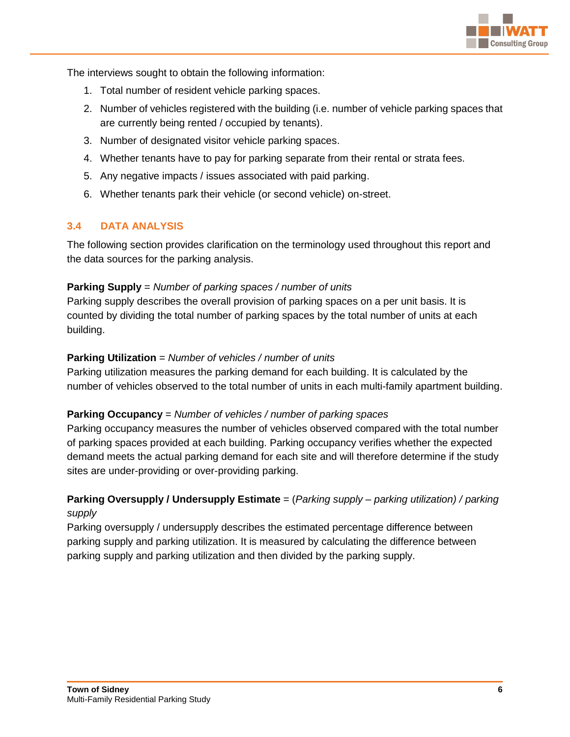The interviews sought to obtain the following information:

1. Total number of resident vehicle parking spaces.
2. Number of vehicles registered with the building (i.e. number of vehicle parking spaces that are currently being rented / occupied by tenants).
3. Number of designated visitor vehicle parking spaces.
4. Whether tenants have to pay for parking separate from their rental or strata fees.
5. Any negative impacts / issues associated with paid parking.
6. Whether tenants park their vehicle (or second vehicle) on-street.

### 3.4 DATA ANALYSIS

The following section provides clarification on the terminology used throughout this report and the data sources for the parking analysis.

**Parking Supply** = *Number of parking spaces / number of units*
Parking supply describes the overall provision of parking spaces on a per unit basis. It is counted by dividing the total number of parking spaces by the total number of units at each building.

**Parking Utilization** = *Number of vehicles / number of units*
Parking utilization measures the parking demand for each building. It is calculated by the number of vehicles observed to the total number of units in each multi-family apartment building.

**Parking Occupancy** = *Number of vehicles / number of parking spaces*
Parking occupancy measures the number of vehicles observed compared with the total number of parking spaces provided at each building. Parking occupancy verifies whether the expected demand meets the actual parking demand for each site and will therefore determine if the study sites are under-providing or over-providing parking.

**Parking Oversupply / Undersupply Estimate** = (*Parking supply – parking utilization) / parking supply*
Parking oversupply / undersupply describes the estimated percentage difference between parking supply and parking utilization. It is measured by calculating the difference between parking supply and parking utilization and then divided by the parking supply.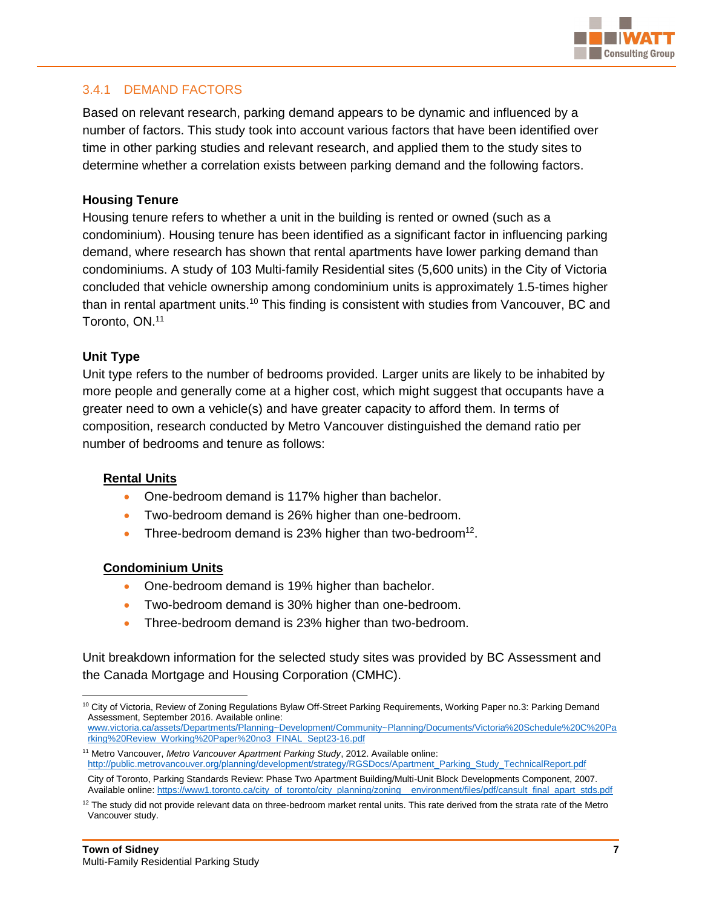### 3.4.1 DEMAND FACTORS

Based on relevant research, parking demand appears to be dynamic and influenced by a number of factors. This study took into account various factors that have been identified over time in other parking studies and relevant research, and applied them to the study sites to determine whether a correlation exists between parking demand and the following factors.

**Housing Tenure**

Housing tenure refers to whether a unit in the building is rented or owned (such as a condominium). Housing tenure has been identified as a significant factor in influencing parking demand, where research has shown that rental apartments have lower parking demand than condominiums. A study of 103 Multi-family Residential sites (5,600 units) in the City of Victoria concluded that vehicle ownership among condominium units is approximately 1.5-times higher than in rental apartment units.[10] This finding is consistent with studies from Vancouver, BC and Toronto, ON.[11]

**Unit Type**

Unit type refers to the number of bedrooms provided. Larger units are likely to be inhabited by more people and generally come at a higher cost, which might suggest that occupants have a greater need to own a vehicle(s) and have greater capacity to afford them. In terms of composition, research conducted by Metro Vancouver distinguished the demand ratio per number of bedrooms and tenure as follows:

**Rental Units**

- One-bedroom demand is 117% higher than bachelor.
- Two-bedroom demand is 26% higher than one-bedroom.
- Three-bedroom demand is 23% higher than two-bedroom[12].

**Condominium Units**

- One-bedroom demand is 19% higher than bachelor.
- Two-bedroom demand is 30% higher than one-bedroom.
- Three-bedroom demand is 23% higher than two-bedroom.

Unit breakdown information for the selected study sites was provided by BC Assessment and the Canada Mortgage and Housing Corporation (CMHC).

---

[10] City of Victoria, Review of Zoning Regulations Bylaw Off-Street Parking Requirements, Working Paper no.3: Parking Demand Assessment, September 2016. Available online: www.victoria.ca/assets/Departments/Planning~Development/Community~Planning/Documents/Victoria%20Schedule%20C%20Parking%20Review_Working%20Paper%20no3_FINAL_Sept23-16.pdf

[11] Metro Vancouver, *Metro Vancouver Apartment Parking Study*, 2012. Available online: http://public.metrovancouver.org/planning/development/strategy/RGSDocs/Apartment_Parking_Study_TechnicalReport.pdf

City of Toronto, Parking Standards Review: Phase Two Apartment Building/Multi-Unit Block Developments Component, 2007. Available online: https://www1.toronto.ca/city_of_toronto/city_planning/zoning__environment/files/pdf/cansult_final_apart_stds.pdf

[12] The study did not provide relevant data on three-bedroom market rental units. This rate derived from the strata rate of the Metro Vancouver study.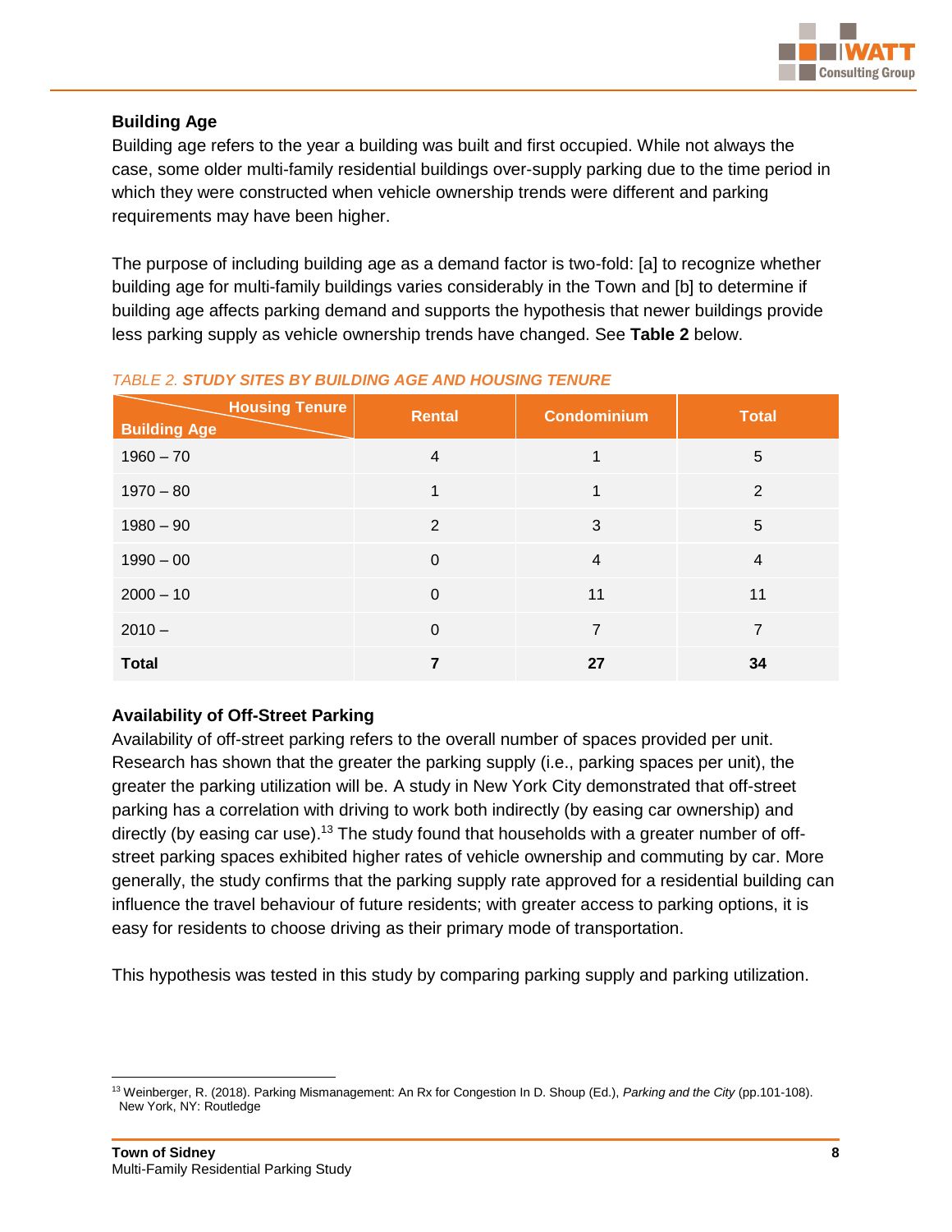### Building Age

Building age refers to the year a building was built and first occupied. While not always the case, some older multi-family residential buildings over-supply parking due to the time period in which they were constructed when vehicle ownership trends were different and parking requirements may have been higher.

The purpose of including building age as a demand factor is two-fold: [a] to recognize whether building age for multi-family buildings varies considerably in the Town and [b] to determine if building age affects parking demand and supports the hypothesis that newer buildings provide less parking supply as vehicle ownership trends have changed. See **Table 2** below.

*TABLE 2. **STUDY SITES BY BUILDING AGE AND HOUSING TENURE***

| Building Age \ Housing Tenure | Rental | Condominium | Total |
|---|---|---|---|
| 1960 – 70 | 4 | 1 | 5 |
| 1970 – 80 | 1 | 1 | 2 |
| 1980 – 90 | 2 | 3 | 5 |
| 1990 – 00 | 0 | 4 | 4 |
| 2000 – 10 | 0 | 11 | 11 |
| 2010 – | 0 | 7 | 7 |
| **Total** | **7** | **27** | **34** |

### Availability of Off-Street Parking

Availability of off-street parking refers to the overall number of spaces provided per unit. Research has shown that the greater the parking supply (i.e., parking spaces per unit), the greater the parking utilization will be. A study in New York City demonstrated that off-street parking has a correlation with driving to work both indirectly (by easing car ownership) and directly (by easing car use).[13] The study found that households with a greater number of off-street parking spaces exhibited higher rates of vehicle ownership and commuting by car. More generally, the study confirms that the parking supply rate approved for a residential building can influence the travel behaviour of future residents; with greater access to parking options, it is easy for residents to choose driving as their primary mode of transportation.

This hypothesis was tested in this study by comparing parking supply and parking utilization.

---

[13] Weinberger, R. (2018). Parking Mismanagement: An Rx for Congestion In D. Shoup (Ed.), *Parking and the City* (pp.101-108). New York, NY: Routledge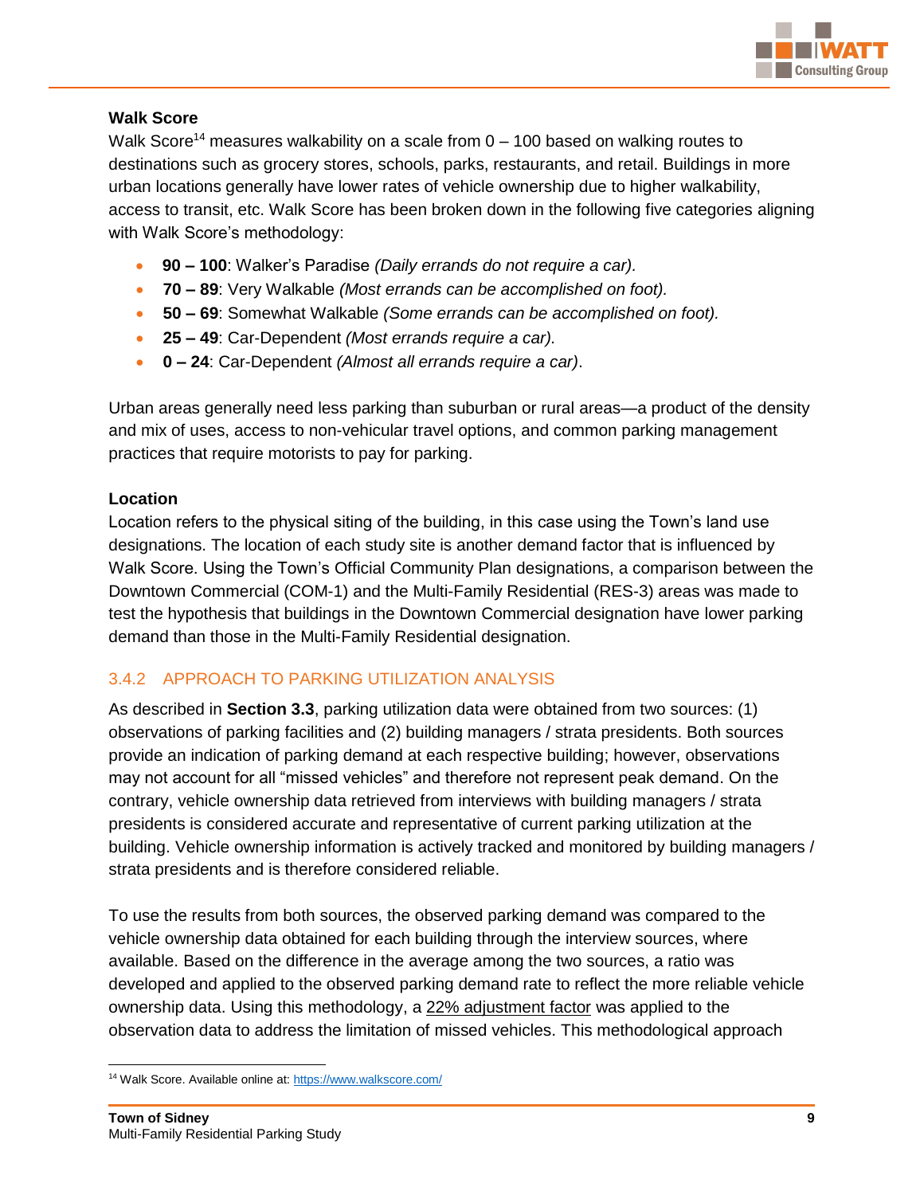**Walk Score**

Walk Score[14] measures walkability on a scale from 0 – 100 based on walking routes to destinations such as grocery stores, schools, parks, restaurants, and retail. Buildings in more urban locations generally have lower rates of vehicle ownership due to higher walkability, access to transit, etc. Walk Score has been broken down in the following five categories aligning with Walk Score's methodology:

- **90 – 100**: Walker's Paradise *(Daily errands do not require a car).*
- **70 – 89**: Very Walkable *(Most errands can be accomplished on foot).*
- **50 – 69**: Somewhat Walkable *(Some errands can be accomplished on foot).*
- **25 – 49**: Car-Dependent *(Most errands require a car).*
- **0 – 24**: Car-Dependent *(Almost all errands require a car)*.

Urban areas generally need less parking than suburban or rural areas—a product of the density and mix of uses, access to non-vehicular travel options, and common parking management practices that require motorists to pay for parking.

**Location**

Location refers to the physical siting of the building, in this case using the Town's land use designations. The location of each study site is another demand factor that is influenced by Walk Score. Using the Town's Official Community Plan designations, a comparison between the Downtown Commercial (COM-1) and the Multi-Family Residential (RES-3) areas was made to test the hypothesis that buildings in the Downtown Commercial designation have lower parking demand than those in the Multi-Family Residential designation.

### 3.4.2 APPROACH TO PARKING UTILIZATION ANALYSIS

As described in **Section 3.3**, parking utilization data were obtained from two sources: (1) observations of parking facilities and (2) building managers / strata presidents. Both sources provide an indication of parking demand at each respective building; however, observations may not account for all "missed vehicles" and therefore not represent peak demand. On the contrary, vehicle ownership data retrieved from interviews with building managers / strata presidents is considered accurate and representative of current parking utilization at the building. Vehicle ownership information is actively tracked and monitored by building managers / strata presidents and is therefore considered reliable.

To use the results from both sources, the observed parking demand was compared to the vehicle ownership data obtained for each building through the interview sources, where available. Based on the difference in the average among the two sources, a ratio was developed and applied to the observed parking demand rate to reflect the more reliable vehicle ownership data. Using this methodology, a 22% adjustment factor was applied to the observation data to address the limitation of missed vehicles. This methodological approach

[14] Walk Score. Available online at: https://www.walkscore.com/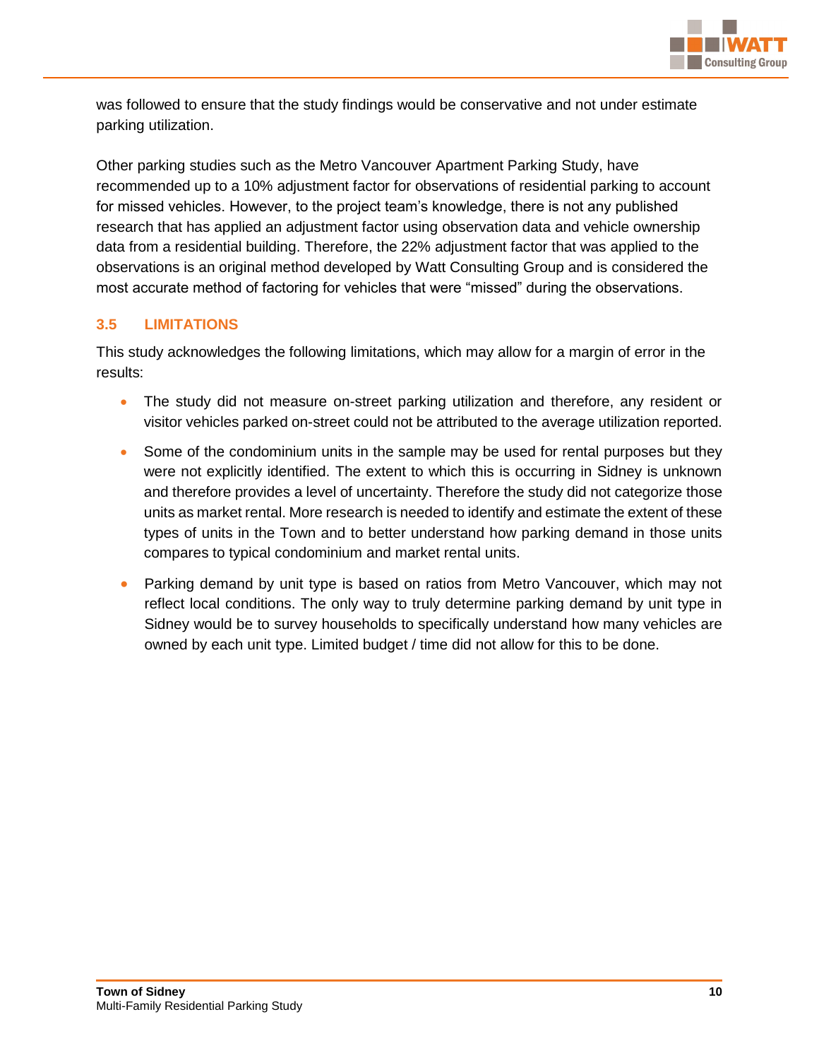was followed to ensure that the study findings would be conservative and not under estimate parking utilization.

Other parking studies such as the Metro Vancouver Apartment Parking Study, have recommended up to a 10% adjustment factor for observations of residential parking to account for missed vehicles. However, to the project team's knowledge, there is not any published research that has applied an adjustment factor using observation data and vehicle ownership data from a residential building. Therefore, the 22% adjustment factor that was applied to the observations is an original method developed by Watt Consulting Group and is considered the most accurate method of factoring for vehicles that were "missed" during the observations.

### 3.5 LIMITATIONS

This study acknowledges the following limitations, which may allow for a margin of error in the results:

- The study did not measure on-street parking utilization and therefore, any resident or visitor vehicles parked on-street could not be attributed to the average utilization reported.
- Some of the condominium units in the sample may be used for rental purposes but they were not explicitly identified. The extent to which this is occurring in Sidney is unknown and therefore provides a level of uncertainty. Therefore the study did not categorize those units as market rental. More research is needed to identify and estimate the extent of these types of units in the Town and to better understand how parking demand in those units compares to typical condominium and market rental units.
- Parking demand by unit type is based on ratios from Metro Vancouver, which may not reflect local conditions. The only way to truly determine parking demand by unit type in Sidney would be to survey households to specifically understand how many vehicles are owned by each unit type. Limited budget / time did not allow for this to be done.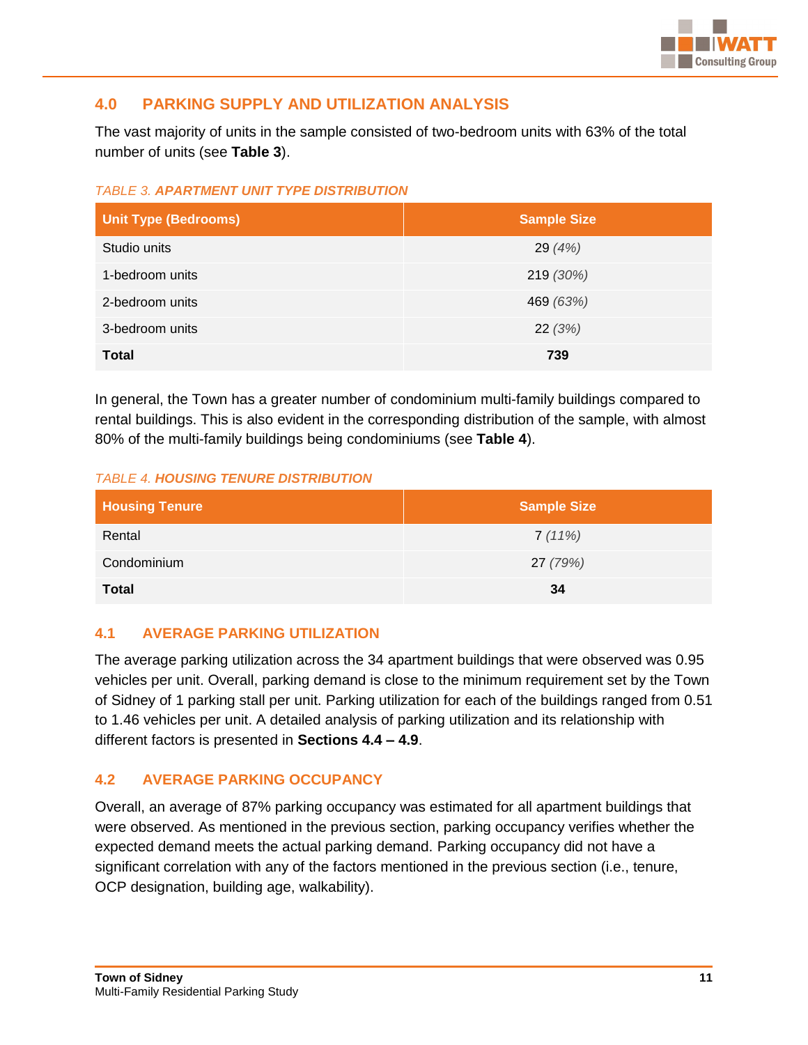## 4.0 PARKING SUPPLY AND UTILIZATION ANALYSIS

The vast majority of units in the sample consisted of two-bedroom units with 63% of the total number of units (see **Table 3**).

*TABLE 3. **APARTMENT UNIT TYPE DISTRIBUTION***

| Unit Type (Bedrooms) | Sample Size |
|---|---|
| Studio units | 29 *(4%)* |
| 1-bedroom units | 219 *(30%)* |
| 2-bedroom units | 469 *(63%)* |
| 3-bedroom units | 22 *(3%)* |
| **Total** | **739** |

In general, the Town has a greater number of condominium multi-family buildings compared to rental buildings. This is also evident in the corresponding distribution of the sample, with almost 80% of the multi-family buildings being condominiums (see **Table 4**).

*TABLE 4. **HOUSING TENURE DISTRIBUTION***

| Housing Tenure | Sample Size |
|---|---|
| Rental | 7 *(11%)* |
| Condominium | 27 *(79%)* |
| **Total** | **34** |

### 4.1 AVERAGE PARKING UTILIZATION

The average parking utilization across the 34 apartment buildings that were observed was 0.95 vehicles per unit. Overall, parking demand is close to the minimum requirement set by the Town of Sidney of 1 parking stall per unit. Parking utilization for each of the buildings ranged from 0.51 to 1.46 vehicles per unit. A detailed analysis of parking utilization and its relationship with different factors is presented in **Sections 4.4 – 4.9**.

### 4.2 AVERAGE PARKING OCCUPANCY

Overall, an average of 87% parking occupancy was estimated for all apartment buildings that were observed. As mentioned in the previous section, parking occupancy verifies whether the expected demand meets the actual parking demand. Parking occupancy did not have a significant correlation with any of the factors mentioned in the previous section (i.e., tenure, OCP designation, building age, walkability).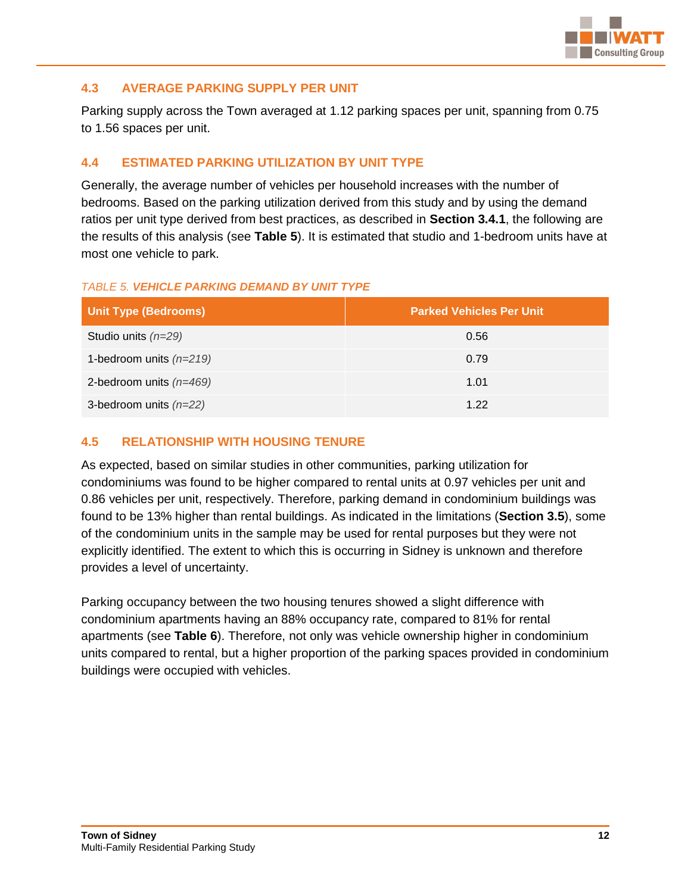### 4.3 AVERAGE PARKING SUPPLY PER UNIT

Parking supply across the Town averaged at 1.12 parking spaces per unit, spanning from 0.75 to 1.56 spaces per unit.

### 4.4 ESTIMATED PARKING UTILIZATION BY UNIT TYPE

Generally, the average number of vehicles per household increases with the number of bedrooms. Based on the parking utilization derived from this study and by using the demand ratios per unit type derived from best practices, as described in **Section 3.4.1**, the following are the results of this analysis (see **Table 5**). It is estimated that studio and 1-bedroom units have at most one vehicle to park.

*TABLE 5. **VEHICLE PARKING DEMAND BY UNIT TYPE***

| Unit Type (Bedrooms) | Parked Vehicles Per Unit |
|---|---|
| Studio units *(n=29)* | 0.56 |
| 1-bedroom units *(n=219)* | 0.79 |
| 2-bedroom units *(n=469)* | 1.01 |
| 3-bedroom units *(n=22)* | 1.22 |

### 4.5 RELATIONSHIP WITH HOUSING TENURE

As expected, based on similar studies in other communities, parking utilization for condominiums was found to be higher compared to rental units at 0.97 vehicles per unit and 0.86 vehicles per unit, respectively. Therefore, parking demand in condominium buildings was found to be 13% higher than rental buildings. As indicated in the limitations (**Section 3.5**), some of the condominium units in the sample may be used for rental purposes but they were not explicitly identified. The extent to which this is occurring in Sidney is unknown and therefore provides a level of uncertainty.

Parking occupancy between the two housing tenures showed a slight difference with condominium apartments having an 88% occupancy rate, compared to 81% for rental apartments (see **Table 6**). Therefore, not only was vehicle ownership higher in condominium units compared to rental, but a higher proportion of the parking spaces provided in condominium buildings were occupied with vehicles.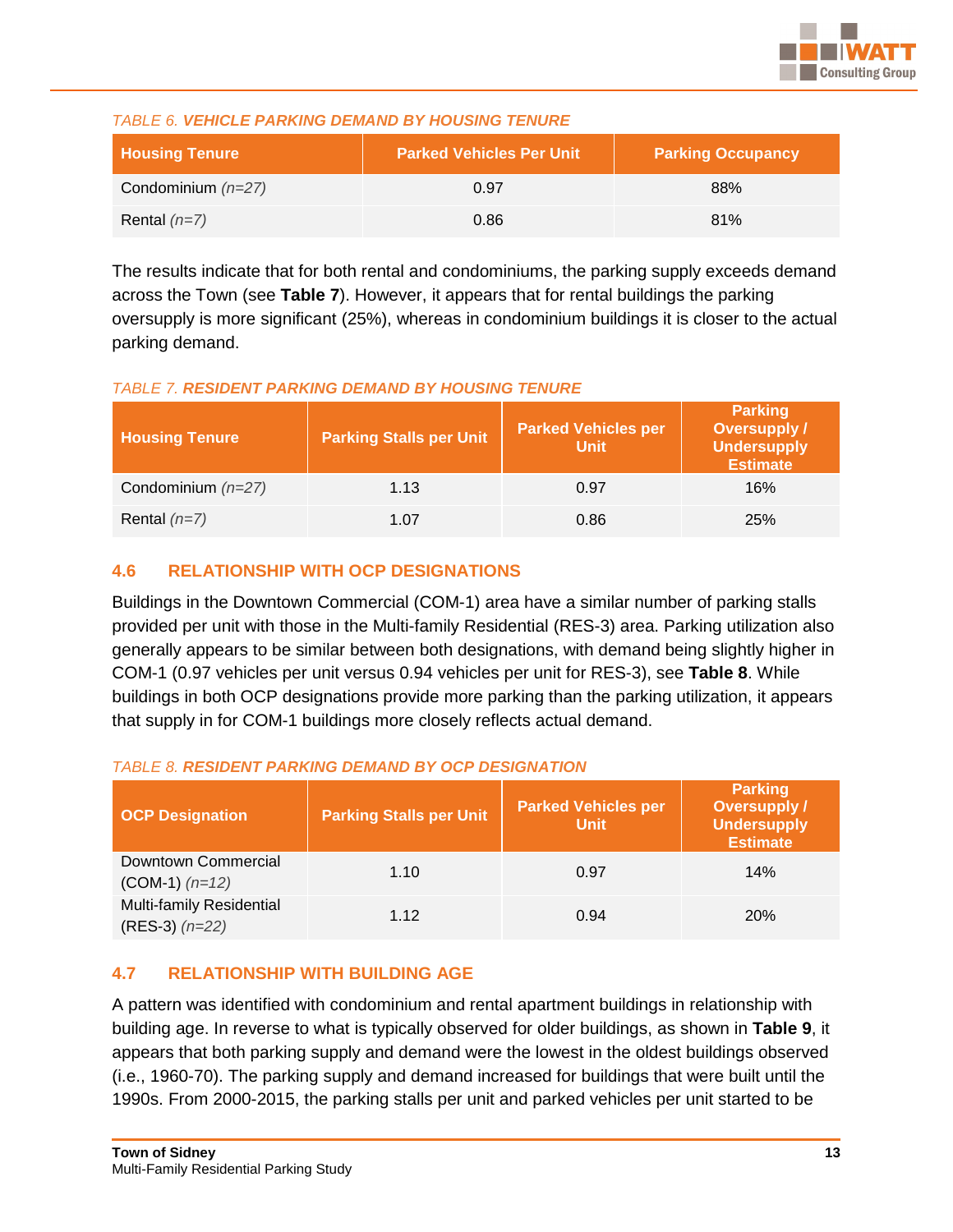*TABLE 6.* ***VEHICLE PARKING DEMAND BY HOUSING TENURE***

| Housing Tenure | Parked Vehicles Per Unit | Parking Occupancy |
|---|---|---|
| Condominium *(n=27)* | 0.97 | 88% |
| Rental *(n=7)* | 0.86 | 81% |

The results indicate that for both rental and condominiums, the parking supply exceeds demand across the Town (see **Table 7**). However, it appears that for rental buildings the parking oversupply is more significant (25%), whereas in condominium buildings it is closer to the actual parking demand.

*TABLE 7.* ***RESIDENT PARKING DEMAND BY HOUSING TENURE***

| Housing Tenure | Parking Stalls per Unit | Parked Vehicles per Unit | Parking Oversupply / Undersupply Estimate |
|---|---|---|---|
| Condominium *(n=27)* | 1.13 | 0.97 | 16% |
| Rental *(n=7)* | 1.07 | 0.86 | 25% |

## 4.6 RELATIONSHIP WITH OCP DESIGNATIONS

Buildings in the Downtown Commercial (COM-1) area have a similar number of parking stalls provided per unit with those in the Multi-family Residential (RES-3) area. Parking utilization also generally appears to be similar between both designations, with demand being slightly higher in COM-1 (0.97 vehicles per unit versus 0.94 vehicles per unit for RES-3), see **Table 8**. While buildings in both OCP designations provide more parking than the parking utilization, it appears that supply in for COM-1 buildings more closely reflects actual demand.

*TABLE 8.* ***RESIDENT PARKING DEMAND BY OCP DESIGNATION***

| OCP Designation | Parking Stalls per Unit | Parked Vehicles per Unit | Parking Oversupply / Undersupply Estimate |
|---|---|---|---|
| Downtown Commercial (COM-1) *(n=12)* | 1.10 | 0.97 | 14% |
| Multi-family Residential (RES-3) *(n=22)* | 1.12 | 0.94 | 20% |

## 4.7 RELATIONSHIP WITH BUILDING AGE

A pattern was identified with condominium and rental apartment buildings in relationship with building age. In reverse to what is typically observed for older buildings, as shown in **Table 9**, it appears that both parking supply and demand were the lowest in the oldest buildings observed (i.e., 1960-70). The parking supply and demand increased for buildings that were built until the 1990s. From 2000-2015, the parking stalls per unit and parked vehicles per unit started to be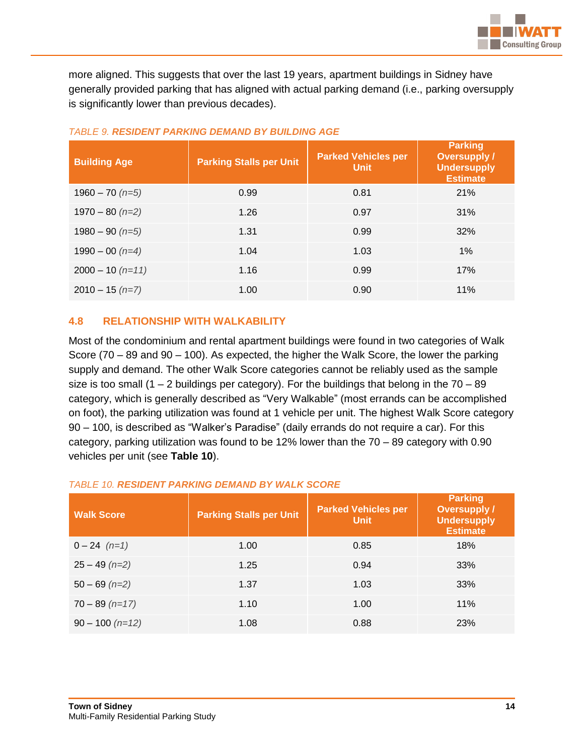more aligned. This suggests that over the last 19 years, apartment buildings in Sidney have generally provided parking that has aligned with actual parking demand (i.e., parking oversupply is significantly lower than previous decades).

*TABLE 9.* ***RESIDENT PARKING DEMAND BY BUILDING AGE***

| Building Age | Parking Stalls per Unit | Parked Vehicles per Unit | Parking Oversupply / Undersupply Estimate |
|---|---|---|---|
| 1960 – 70 *(n=5)* | 0.99 | 0.81 | 21% |
| 1970 – 80 *(n=2)* | 1.26 | 0.97 | 31% |
| 1980 – 90 *(n=5)* | 1.31 | 0.99 | 32% |
| 1990 – 00 *(n=4)* | 1.04 | 1.03 | 1% |
| 2000 – 10 *(n=11)* | 1.16 | 0.99 | 17% |
| 2010 – 15 *(n=7)* | 1.00 | 0.90 | 11% |

## 4.8 RELATIONSHIP WITH WALKABILITY

Most of the condominium and rental apartment buildings were found in two categories of Walk Score (70 – 89 and 90 – 100). As expected, the higher the Walk Score, the lower the parking supply and demand. The other Walk Score categories cannot be reliably used as the sample size is too small (1 – 2 buildings per category). For the buildings that belong in the 70 – 89 category, which is generally described as "Very Walkable" (most errands can be accomplished on foot), the parking utilization was found at 1 vehicle per unit. The highest Walk Score category 90 – 100, is described as "Walker's Paradise" (daily errands do not require a car). For this category, parking utilization was found to be 12% lower than the 70 – 89 category with 0.90 vehicles per unit (see **Table 10**).

*TABLE 10.* ***RESIDENT PARKING DEMAND BY WALK SCORE***

| Walk Score | Parking Stalls per Unit | Parked Vehicles per Unit | Parking Oversupply / Undersupply Estimate |
|---|---|---|---|
| 0 – 24 *(n=1)* | 1.00 | 0.85 | 18% |
| 25 – 49 *(n=2)* | 1.25 | 0.94 | 33% |
| 50 – 69 *(n=2)* | 1.37 | 1.03 | 33% |
| 70 – 89 *(n=17)* | 1.10 | 1.00 | 11% |
| 90 – 100 *(n=12)* | 1.08 | 0.88 | 23% |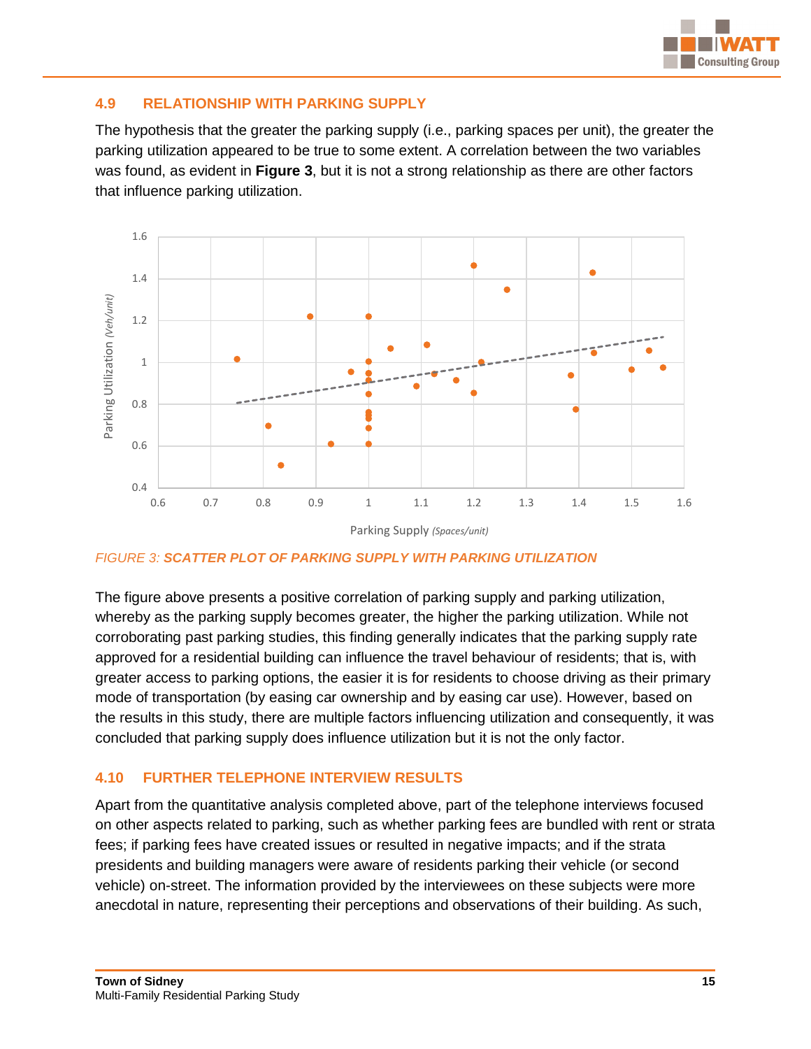## 4.9 RELATIONSHIP WITH PARKING SUPPLY

The hypothesis that the greater the parking supply (i.e., parking spaces per unit), the greater the parking utilization appeared to be true to some extent. A correlation between the two variables was found, as evident in **Figure 3**, but it is not a strong relationship as there are other factors that influence parking utilization.

*FIGURE 3:* ***SCATTER PLOT OF PARKING SUPPLY WITH PARKING UTILIZATION***

The figure above presents a positive correlation of parking supply and parking utilization, whereby as the parking supply becomes greater, the higher the parking utilization. While not corroborating past parking studies, this finding generally indicates that the parking supply rate approved for a residential building can influence the travel behaviour of residents; that is, with greater access to parking options, the easier it is for residents to choose driving as their primary mode of transportation (by easing car ownership and by easing car use). However, based on the results in this study, there are multiple factors influencing utilization and consequently, it was concluded that parking supply does influence utilization but it is not the only factor.

## 4.10 FURTHER TELEPHONE INTERVIEW RESULTS

Apart from the quantitative analysis completed above, part of the telephone interviews focused on other aspects related to parking, such as whether parking fees are bundled with rent or strata fees; if parking fees have created issues or resulted in negative impacts; and if the strata presidents and building managers were aware of residents parking their vehicle (or second vehicle) on-street. The information provided by the interviewees on these subjects were more anecdotal in nature, representing their perceptions and observations of their building. As such,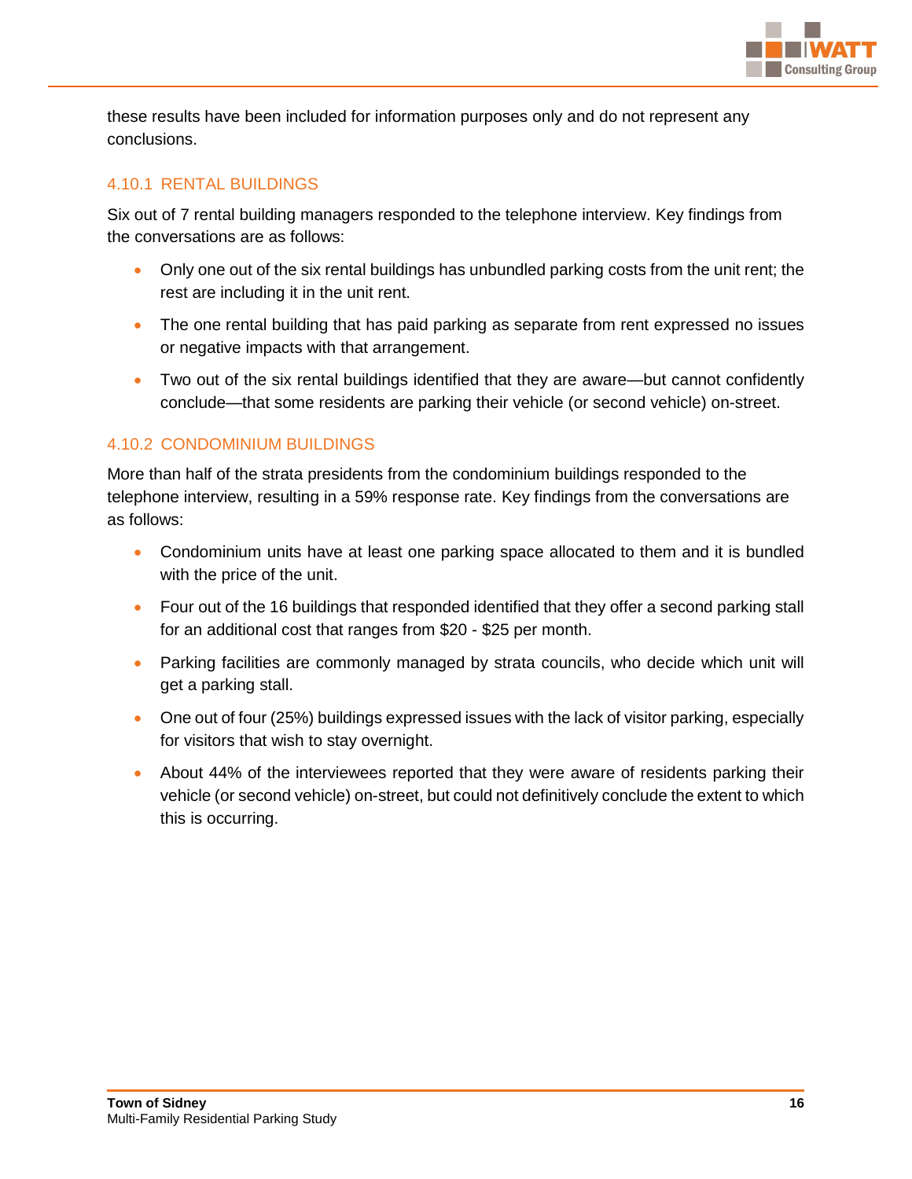these results have been included for information purposes only and do not represent any conclusions.

### 4.10.1 RENTAL BUILDINGS

Six out of 7 rental building managers responded to the telephone interview. Key findings from the conversations are as follows:

- Only one out of the six rental buildings has unbundled parking costs from the unit rent; the rest are including it in the unit rent.
- The one rental building that has paid parking as separate from rent expressed no issues or negative impacts with that arrangement.
- Two out of the six rental buildings identified that they are aware—but cannot confidently conclude—that some residents are parking their vehicle (or second vehicle) on-street.

### 4.10.2 CONDOMINIUM BUILDINGS

More than half of the strata presidents from the condominium buildings responded to the telephone interview, resulting in a 59% response rate. Key findings from the conversations are as follows:

- Condominium units have at least one parking space allocated to them and it is bundled with the price of the unit.
- Four out of the 16 buildings that responded identified that they offer a second parking stall for an additional cost that ranges from $20 - $25 per month.
- Parking facilities are commonly managed by strata councils, who decide which unit will get a parking stall.
- One out of four (25%) buildings expressed issues with the lack of visitor parking, especially for visitors that wish to stay overnight.
- About 44% of the interviewees reported that they were aware of residents parking their vehicle (or second vehicle) on-street, but could not definitively conclude the extent to which this is occurring.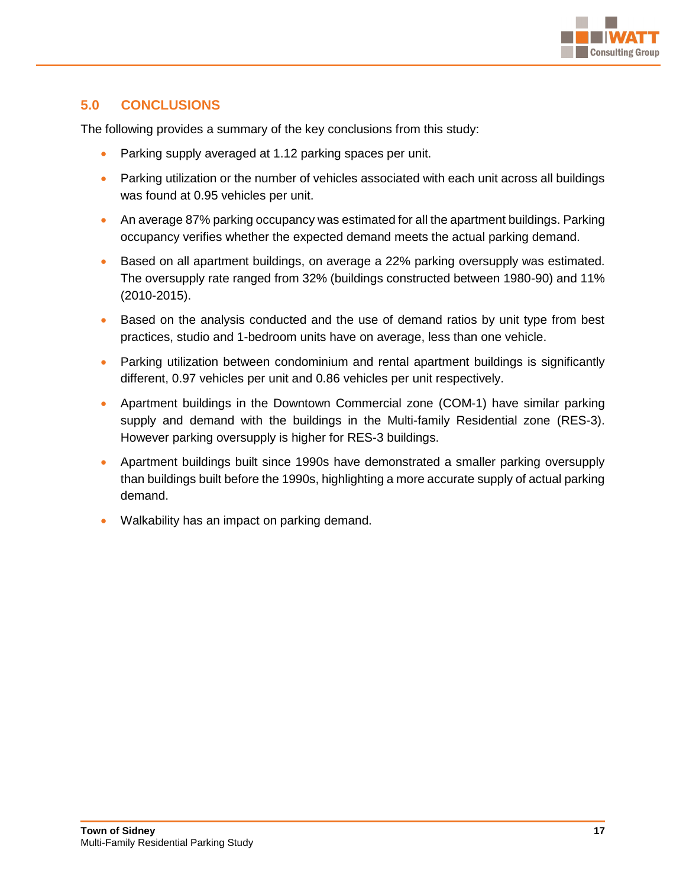## 5.0 CONCLUSIONS

The following provides a summary of the key conclusions from this study:

- Parking supply averaged at 1.12 parking spaces per unit.
- Parking utilization or the number of vehicles associated with each unit across all buildings was found at 0.95 vehicles per unit.
- An average 87% parking occupancy was estimated for all the apartment buildings. Parking occupancy verifies whether the expected demand meets the actual parking demand.
- Based on all apartment buildings, on average a 22% parking oversupply was estimated. The oversupply rate ranged from 32% (buildings constructed between 1980-90) and 11% (2010-2015).
- Based on the analysis conducted and the use of demand ratios by unit type from best practices, studio and 1-bedroom units have on average, less than one vehicle.
- Parking utilization between condominium and rental apartment buildings is significantly different, 0.97 vehicles per unit and 0.86 vehicles per unit respectively.
- Apartment buildings in the Downtown Commercial zone (COM-1) have similar parking supply and demand with the buildings in the Multi-family Residential zone (RES-3). However parking oversupply is higher for RES-3 buildings.
- Apartment buildings built since 1990s have demonstrated a smaller parking oversupply than buildings built before the 1990s, highlighting a more accurate supply of actual parking demand.
- Walkability has an impact on parking demand.